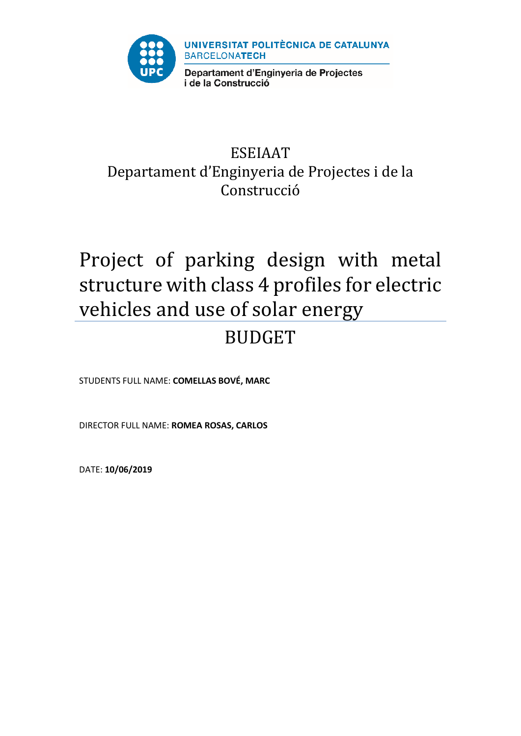UNIVERSITAT POLITÈCNICA DE CATALUNYA
BARCELONATECH

Departament d'Enginyeria de Projectes i de la Construcció

ESEIAAT
Departament d'Enginyeria de Projectes i de la Construcció

# Project of parking design with metal structure with class 4 profiles for electric vehicles and use of solar energy

## BUDGET

STUDENTS FULL NAME: **COMELLAS BOVÉ, MARC**

DIRECTOR FULL NAME: **ROMEA ROSAS, CARLOS**

DATE: **10/06/2019**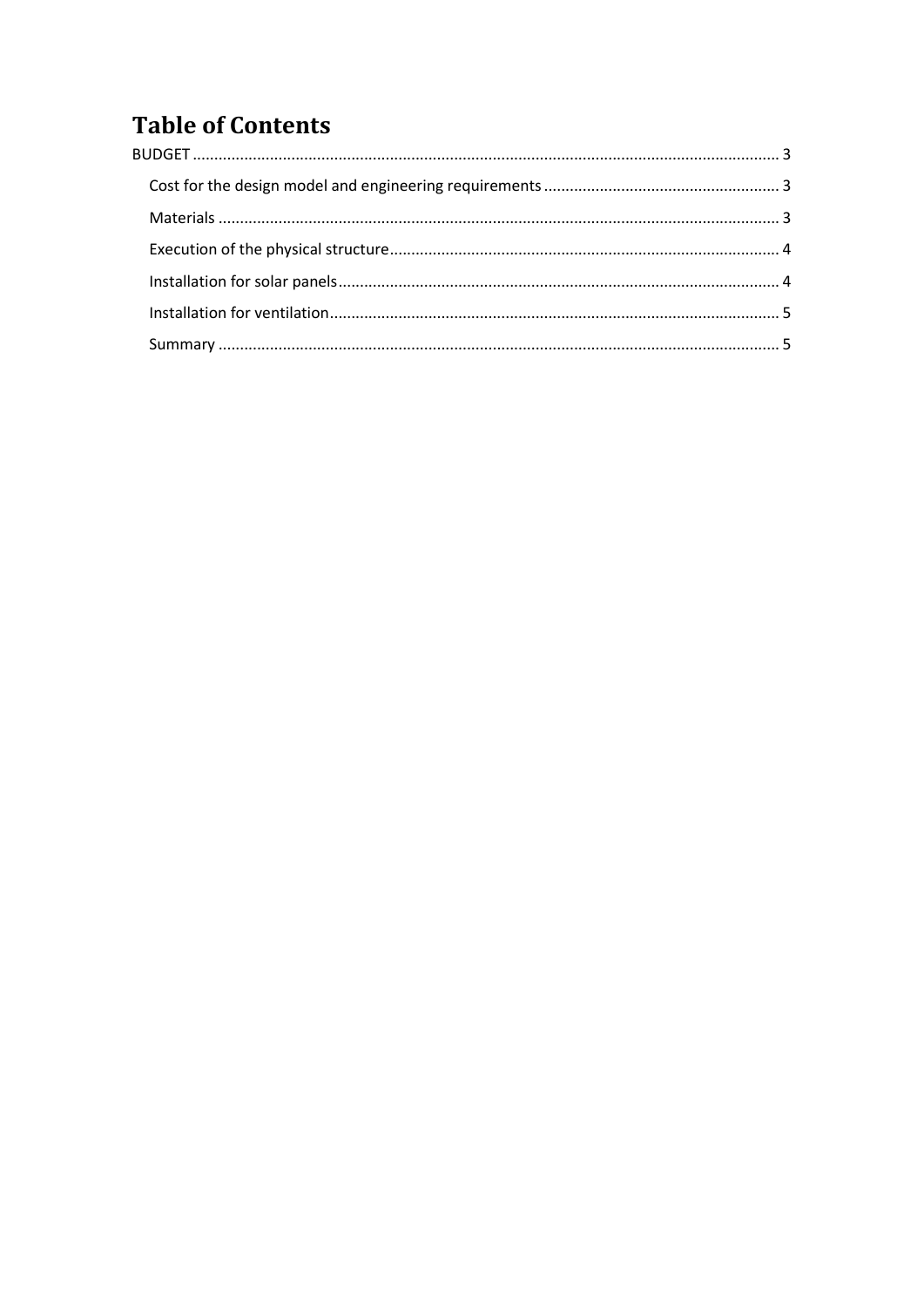# Table of Contents

BUDGET ........................................................................................................................................ 3

- Cost for the design model and engineering requirements ....................................................... 3
- Materials .................................................................................................................................. 3
- Execution of the physical structure .......................................................................................... 4
- Installation for solar panels ...................................................................................................... 4
- Installation for ventilation ......................................................................................................... 5
- Summary .................................................................................................................................. 5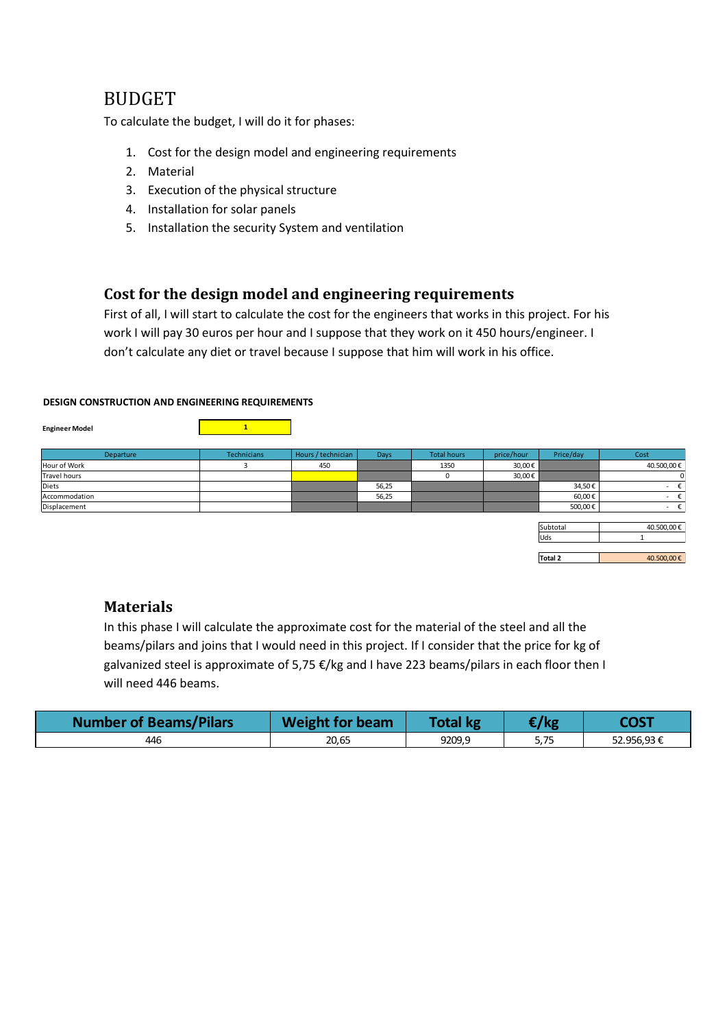# BUDGET

To calculate the budget, I will do it for phases:

1. Cost for the design model and engineering requirements
2. Material
3. Execution of the physical structure
4. Installation for solar panels
5. Installation the security System and ventilation

## Cost for the design model and engineering requirements

First of all, I will start to calculate the cost for the engineers that works in this project. For his work I will pay 30 euros per hour and I suppose that they work on it 450 hours/engineer. I don't calculate any diet or travel because I suppose that him will work in his office.

**DESIGN CONSTRUCTION AND ENGINEERING REQUIREMENTS**

**Engineer Model** 1

| Departure | Technicians | Hours / technician | Days | Total hours | price/hour | Price/day | Cost |
|---|---|---|---|---|---|---|---|
| Hour of Work | 3 | 450 | | 1350 | 30,00 € | | 40.500,00 € |
| Travel hours | | | | 0 | 30,00 € | | 0 |
| Diets | | | 56,25 | | | 34,50 € | - € |
| Accommodation | | | 56,25 | | | 60,00 € | - € |
| Displacement | | | | | | 500,00 € | - € |

| | |
|---|---|
| Subtotal | 40.500,00 € |
| Uds | 1 |
| **Total 2** | 40.500,00 € |

## Materials

In this phase I will calculate the approximate cost for the material of the steel and all the beams/pilars and joins that I would need in this project. If I consider that the price for kg of galvanized steel is approximate of 5,75 €/kg and I have 223 beams/pilars in each floor then I will need 446 beams.

| Number of Beams/Pilars | Weight for beam | Total kg | €/kg | COST |
|---|---|---|---|---|
| 446 | 20,65 | 9209,9 | 5,75 | 52.956,93 € |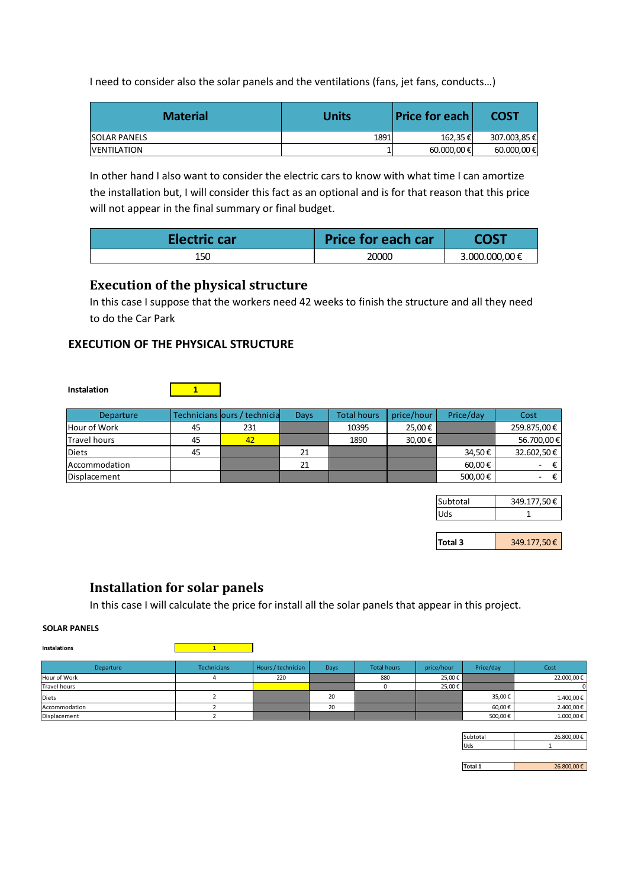I need to consider also the solar panels and the ventilations (fans, jet fans, conducts...)

| Material | Units | Price for each | COST |
|---|---|---|---|
| SOLAR PANELS | 1891 | 162,35 € | 307.003,85 € |
| VENTILATION | 1 | 60.000,00 € | 60.000,00 € |

In other hand I also want to consider the electric cars to know with what time I can amortize the installation but, I will consider this fact as an optional and is for that reason that this price will not appear in the final summary or final budget.

| Electric car | Price for each car | COST |
|---|---|---|
| 150 | 20000 | 3.000.000,00 € |

## Execution of the physical structure

In this case I suppose that the workers need 42 weeks to finish the structure and all they need to do the Car Park

### EXECUTION OF THE PHYSICAL STRUCTURE

**Instalation** 1

| Departure | Technicians | ours / technicia | Days | Total hours | price/hour | Price/day | Cost |
|---|---|---|---|---|---|---|---|
| Hour of Work | 45 | 231 | | 10395 | 25,00 € | | 259.875,00 € |
| Travel hours | 45 | 42 | | 1890 | 30,00 € | | 56.700,00 € |
| Diets | 45 | | 21 | | | 34,50 € | 32.602,50 € |
| Accommodation | | | 21 | | | 60,00 € | - € |
| Displacement | | | | | | 500,00 € | - € |

| | |
|---|---|
| Subtotal | 349.177,50 € |
| Uds | 1 |

| | |
|---|---|
| **Total 3** | 349.177,50 € |

## Installation for solar panels

In this case I will calculate the price for install all the solar panels that appear in this project.

### SOLAR PANELS

**Instalations** 1

| Departure | Technicians | Hours / technician | Days | Total hours | price/hour | Price/day | Cost |
|---|---|---|---|---|---|---|---|
| Hour of Work | 4 | 220 | | 880 | 25,00 € | | 22.000,00 € |
| Travel hours | | | | 0 | 25,00 € | | 0 |
| Diets | 2 | | 20 | | | 35,00 € | 1.400,00 € |
| Accommodation | 2 | | 20 | | | 60,00 € | 2.400,00 € |
| Displacement | 2 | | | | | 500,00 € | 1.000,00 € |

| | |
|---|---|
| Subtotal | 26.800,00 € |
| Uds | 1 |

| | |
|---|---|
| **Total 1** | 26.800,00 € |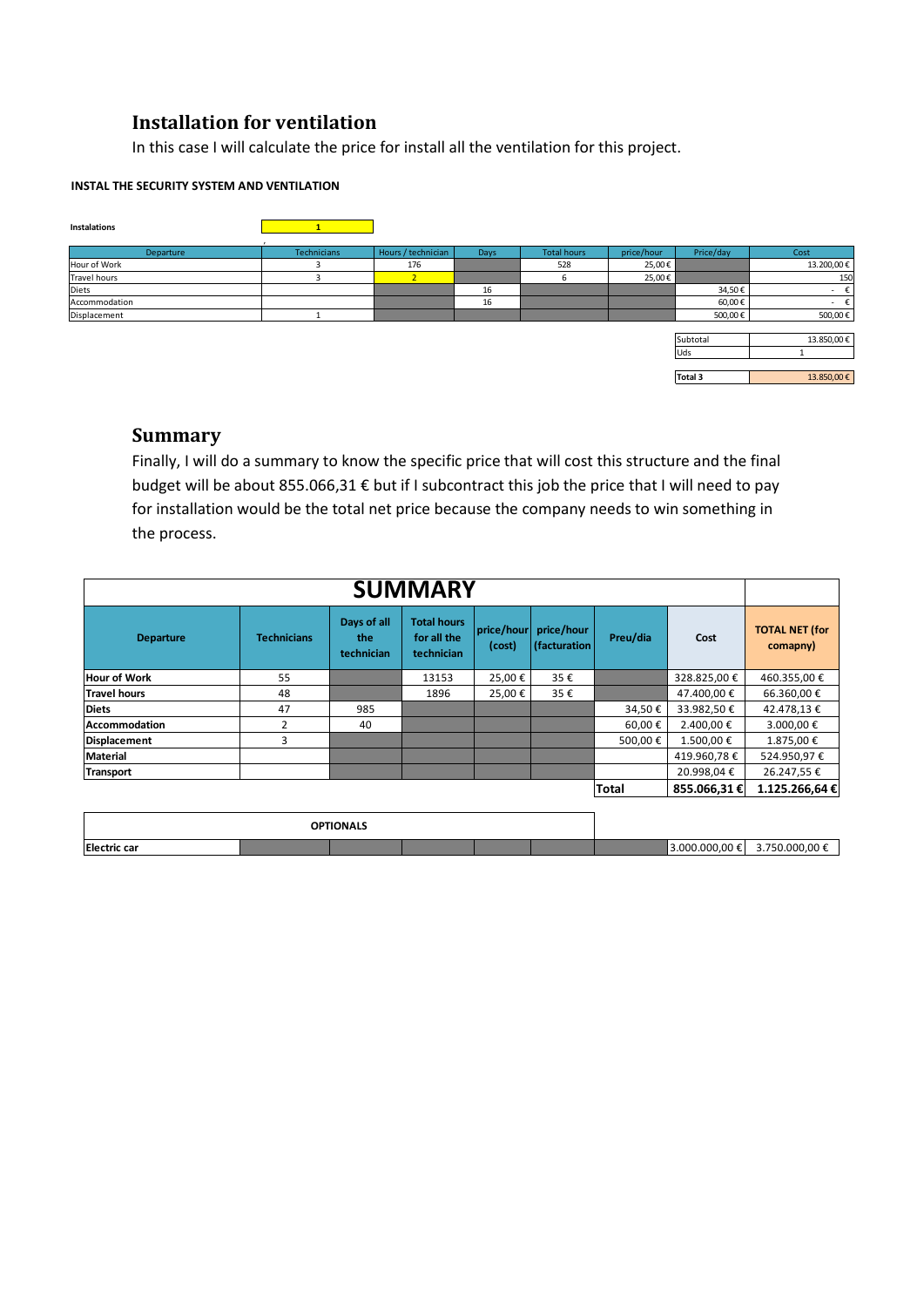## Installation for ventilation

In this case I will calculate the price for install all the ventilation for this project.

**INSTAL THE SECURITY SYSTEM AND VENTILATION**

| **Instalations** | 1 |
|---|---|

| Departure | Technicians | Hours / technician | Days | Total hours | price/hour | Price/day | Cost |
|---|---|---|---|---|---|---|---|
| Hour of Work | 3 | 176 | | 528 | 25,00 € | | 13.200,00 € |
| Travel hours | 3 | 2 | | 6 | 25,00 € | | 150 |
| Diets | | | 16 | | | 34,50 € | - € |
| Accommodation | | | 16 | | | 60,00 € | - € |
| Displacement | 1 | | | | | 500,00 € | 500,00 € |

| | |
|---|---|
| Subtotal | 13.850,00 € |
| Uds | 1 |
| **Total 3** | 13.850,00 € |

## Summary

Finally, I will do a summary to know the specific price that will cost this structure and the final budget will be about 855.066,31 € but if I subcontract this job the price that I will need to pay for installation would be the total net price because the company needs to win something in the process.

| **SUMMARY** | | | | | | | | |
|---|---|---|---|---|---|---|---|---|
| **Departure** | **Technicians** | **Days of all the technician** | **Total hours for all the technician** | **price/hour (cost)** | **price/hour (facturation** | **Preu/dia** | **Cost** | **TOTAL NET (for comapny)** |
| **Hour of Work** | 55 | | 13153 | 25,00 € | 35 € | | 328.825,00 € | 460.355,00 € |
| **Travel hours** | 48 | | 1896 | 25,00 € | 35 € | | 47.400,00 € | 66.360,00 € |
| **Diets** | 47 | 985 | | | | 34,50 € | 33.982,50 € | 42.478,13 € |
| **Accommodation** | 2 | 40 | | | | 60,00 € | 2.400,00 € | 3.000,00 € |
| **Displacement** | 3 | | | | | 500,00 € | 1.500,00 € | 1.875,00 € |
| **Material** | | | | | | | 419.960,78 € | 524.950,97 € |
| **Transport** | | | | | | | 20.998,04 € | 26.247,55 € |
| | | | | | | **Total** | **855.066,31 €** | **1.125.266,64 €** |

| **OPTIONALS** | | | | | | | | |
|---|---|---|---|---|---|---|---|---|
| **Electric car** | | | | | | | 3.000.000,00 € | 3.750.000,00 € |